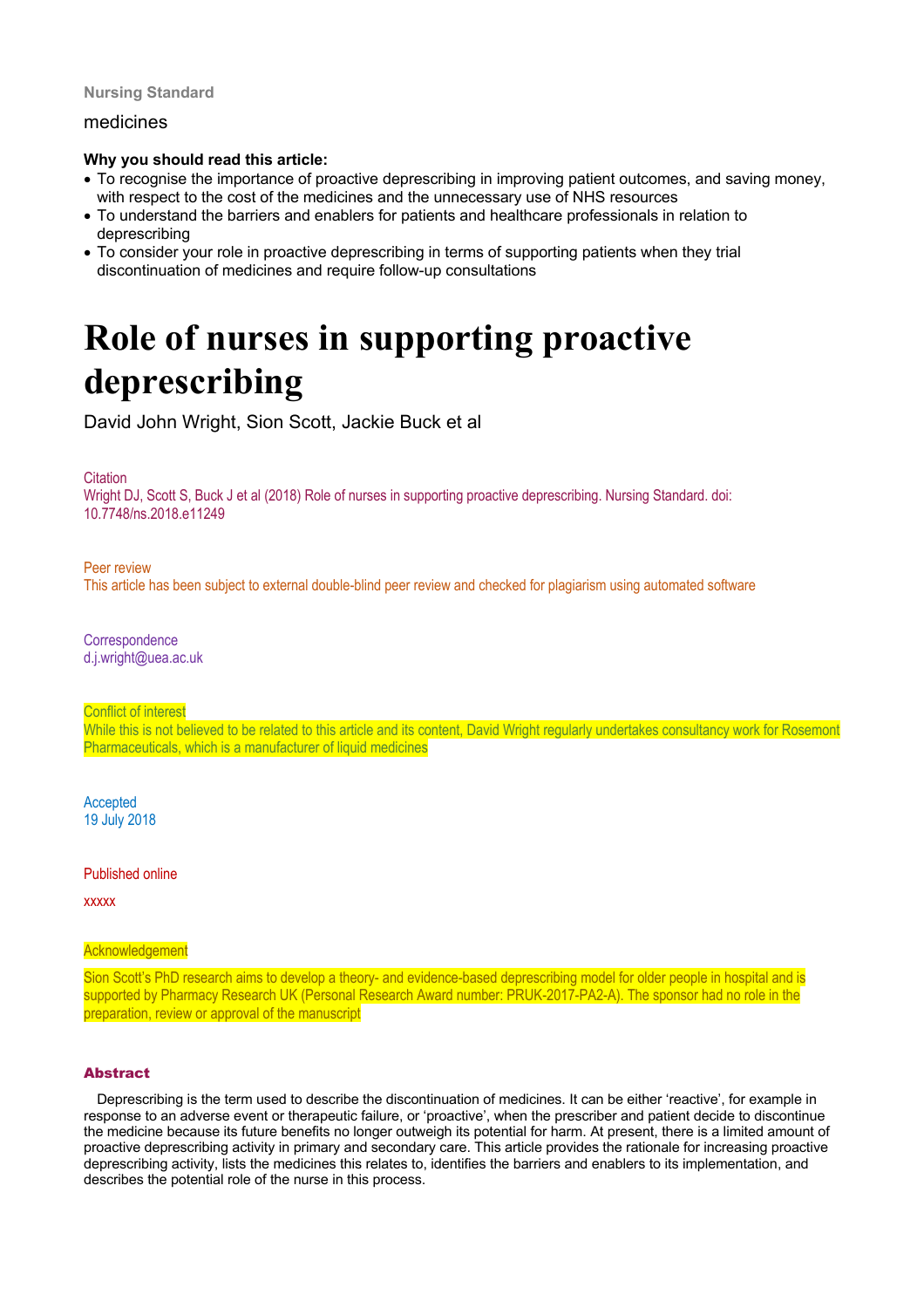Nursing Standard

medicines

**Why you should read this article:**

- To recognise the importance of proactive deprescribing in improving patient outcomes, and saving money, with respect to the cost of the medicines and the unnecessary use of NHS resources
- To understand the barriers and enablers for patients and healthcare professionals in relation to deprescribing
- To consider your role in proactive deprescribing in terms of supporting patients when they trial discontinuation of medicines and require follow-up consultations

# Role of nurses in supporting proactive deprescribing

David John Wright, Sion Scott, Jackie Buck et al

Citation

Wright DJ, Scott S, Buck J et al (2018) Role of nurses in supporting proactive deprescribing. Nursing Standard. doi: 10.7748/ns.2018.e11249

Peer review

This article has been subject to external double-blind peer review and checked for plagiarism using automated software

Correspondence

d.j.wright@uea.ac.uk

Conflict of interest

While this is not believed to be related to this article and its content, David Wright regularly undertakes consultancy work for Rosemont Pharmaceuticals, which is a manufacturer of liquid medicines

Accepted

19 July 2018

Published online

xxxxx

Acknowledgement

Sion Scott's PhD research aims to develop a theory- and evidence-based deprescribing model for older people in hospital and is supported by Pharmacy Research UK (Personal Research Award number: PRUK-2017-PA2-A). The sponsor had no role in the preparation, review or approval of the manuscript

## Abstract

Deprescribing is the term used to describe the discontinuation of medicines. It can be either 'reactive', for example in response to an adverse event or therapeutic failure, or 'proactive', when the prescriber and patient decide to discontinue the medicine because its future benefits no longer outweigh its potential for harm. At present, there is a limited amount of proactive deprescribing activity in primary and secondary care. This article provides the rationale for increasing proactive deprescribing activity, lists the medicines this relates to, identifies the barriers and enablers to its implementation, and describes the potential role of the nurse in this process.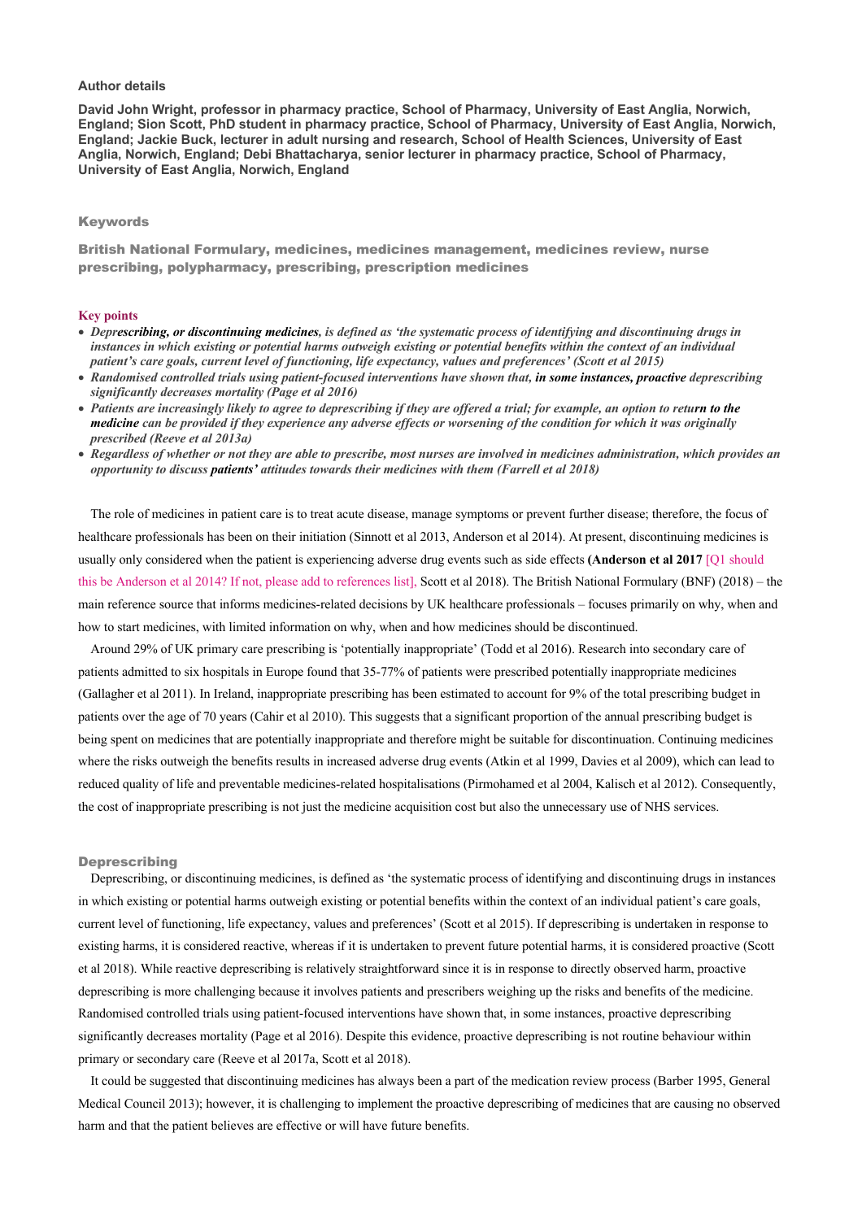**Author details**

**David John Wright, professor in pharmacy practice, School of Pharmacy, University of East Anglia, Norwich, England; Sion Scott, PhD student in pharmacy practice, School of Pharmacy, University of East Anglia, Norwich, England; Jackie Buck, lecturer in adult nursing and research, School of Health Sciences, University of East Anglia, Norwich, England; Debi Bhattacharya, senior lecturer in pharmacy practice, School of Pharmacy, University of East Anglia, Norwich, England**

## Keywords

**British National Formulary, medicines, medicines management, medicines review, nurse prescribing, polypharmacy, prescribing, prescription medicines**

## Key points

- ***Deprescribing, or discontinuing medicines, is defined as 'the systematic process of identifying and discontinuing drugs in instances in which existing or potential harms outweigh existing or potential benefits within the context of an individual patient's care goals, current level of functioning, life expectancy, values and preferences' (Scott et al 2015)***
- ***Randomised controlled trials using patient-focused interventions have shown that, in some instances, proactive deprescribing significantly decreases mortality (Page et al 2016)***
- ***Patients are increasingly likely to agree to deprescribing if they are offered a trial; for example, an option to return to the medicine can be provided if they experience any adverse effects or worsening of the condition for which it was originally prescribed (Reeve et al 2013a)***
- ***Regardless of whether or not they are able to prescribe, most nurses are involved in medicines administration, which provides an opportunity to discuss patients' attitudes towards their medicines with them (Farrell et al 2018)***

The role of medicines in patient care is to treat acute disease, manage symptoms or prevent further disease; therefore, the focus of healthcare professionals has been on their initiation (Sinnott et al 2013, Anderson et al 2014). At present, discontinuing medicines is usually only considered when the patient is experiencing adverse drug events such as side effects **(Anderson et al 2017** [Q1 should this be Anderson et al 2014? If not, please add to references list], Scott et al 2018). The British National Formulary (BNF) (2018) – the main reference source that informs medicines-related decisions by UK healthcare professionals – focuses primarily on why, when and how to start medicines, with limited information on why, when and how medicines should be discontinued.

Around 29% of UK primary care prescribing is 'potentially inappropriate' (Todd et al 2016). Research into secondary care of patients admitted to six hospitals in Europe found that 35-77% of patients were prescribed potentially inappropriate medicines (Gallagher et al 2011). In Ireland, inappropriate prescribing has been estimated to account for 9% of the total prescribing budget in patients over the age of 70 years (Cahir et al 2010). This suggests that a significant proportion of the annual prescribing budget is being spent on medicines that are potentially inappropriate and therefore might be suitable for discontinuation. Continuing medicines where the risks outweigh the benefits results in increased adverse drug events (Atkin et al 1999, Davies et al 2009), which can lead to reduced quality of life and preventable medicines-related hospitalisations (Pirmohamed et al 2004, Kalisch et al 2012). Consequently, the cost of inappropriate prescribing is not just the medicine acquisition cost but also the unnecessary use of NHS services.

## Deprescribing

Deprescribing, or discontinuing medicines, is defined as 'the systematic process of identifying and discontinuing drugs in instances in which existing or potential harms outweigh existing or potential benefits within the context of an individual patient's care goals, current level of functioning, life expectancy, values and preferences' (Scott et al 2015). If deprescribing is undertaken in response to existing harms, it is considered reactive, whereas if it is undertaken to prevent future potential harms, it is considered proactive (Scott et al 2018). While reactive deprescribing is relatively straightforward since it is in response to directly observed harm, proactive deprescribing is more challenging because it involves patients and prescribers weighing up the risks and benefits of the medicine. Randomised controlled trials using patient-focused interventions have shown that, in some instances, proactive deprescribing significantly decreases mortality (Page et al 2016). Despite this evidence, proactive deprescribing is not routine behaviour within primary or secondary care (Reeve et al 2017a, Scott et al 2018).

It could be suggested that discontinuing medicines has always been a part of the medication review process (Barber 1995, General Medical Council 2013); however, it is challenging to implement the proactive deprescribing of medicines that are causing no observed harm and that the patient believes are effective or will have future benefits.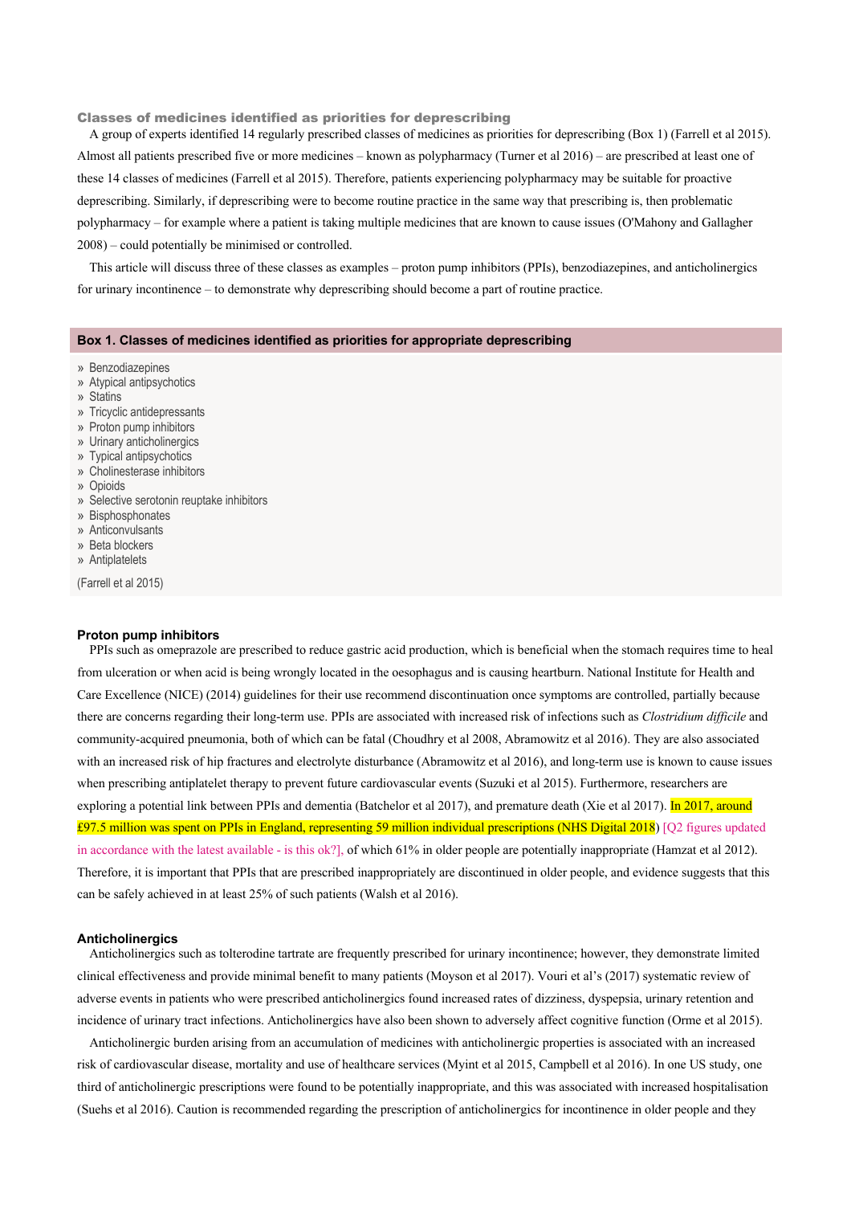### Classes of medicines identified as priorities for deprescribing

A group of experts identified 14 regularly prescribed classes of medicines as priorities for deprescribing (Box 1) (Farrell et al 2015). Almost all patients prescribed five or more medicines – known as polypharmacy (Turner et al 2016) – are prescribed at least one of these 14 classes of medicines (Farrell et al 2015). Therefore, patients experiencing polypharmacy may be suitable for proactive deprescribing. Similarly, if deprescribing were to become routine practice in the same way that prescribing is, then problematic polypharmacy – for example where a patient is taking multiple medicines that are known to cause issues (O'Mahony and Gallagher 2008) – could potentially be minimised or controlled.

This article will discuss three of these classes as examples – proton pump inhibitors (PPIs), benzodiazepines, and anticholinergics for urinary incontinence – to demonstrate why deprescribing should become a part of routine practice.

**Box 1. Classes of medicines identified as priorities for appropriate deprescribing**

- Benzodiazepines
- Atypical antipsychotics
- Statins
- Tricyclic antidepressants
- Proton pump inhibitors
- Urinary anticholinergics
- Typical antipsychotics
- Cholinesterase inhibitors
- Opioids
- Selective serotonin reuptake inhibitors
- Bisphosphonates
- Anticonvulsants
- Beta blockers
- Antiplatelets

(Farrell et al 2015)

### Proton pump inhibitors

PPIs such as omeprazole are prescribed to reduce gastric acid production, which is beneficial when the stomach requires time to heal from ulceration or when acid is being wrongly located in the oesophagus and is causing heartburn. National Institute for Health and Care Excellence (NICE) (2014) guidelines for their use recommend discontinuation once symptoms are controlled, partially because there are concerns regarding their long-term use. PPIs are associated with increased risk of infections such as *Clostridium difficile* and community-acquired pneumonia, both of which can be fatal (Choudhry et al 2008, Abramowitz et al 2016). They are also associated with an increased risk of hip fractures and electrolyte disturbance (Abramowitz et al 2016), and long-term use is known to cause issues when prescribing antiplatelet therapy to prevent future cardiovascular events (Suzuki et al 2015). Furthermore, researchers are exploring a potential link between PPIs and dementia (Batchelor et al 2017), and premature death (Xie et al 2017). In 2017, around £97.5 million was spent on PPIs in England, representing 59 million individual prescriptions (NHS Digital 2018) [Q2 figures updated in accordance with the latest available - is this ok?], of which 61% in older people are potentially inappropriate (Hamzat et al 2012). Therefore, it is important that PPIs that are prescribed inappropriately are discontinued in older people, and evidence suggests that this can be safely achieved in at least 25% of such patients (Walsh et al 2016).

### Anticholinergics

Anticholinergics such as tolterodine tartrate are frequently prescribed for urinary incontinence; however, they demonstrate limited clinical effectiveness and provide minimal benefit to many patients (Moyson et al 2017). Vouri et al's (2017) systematic review of adverse events in patients who were prescribed anticholinergics found increased rates of dizziness, dyspepsia, urinary retention and incidence of urinary tract infections. Anticholinergics have also been shown to adversely affect cognitive function (Orme et al 2015).

Anticholinergic burden arising from an accumulation of medicines with anticholinergic properties is associated with an increased risk of cardiovascular disease, mortality and use of healthcare services (Myint et al 2015, Campbell et al 2016). In one US study, one third of anticholinergic prescriptions were found to be potentially inappropriate, and this was associated with increased hospitalisation (Suehs et al 2016). Caution is recommended regarding the prescription of anticholinergics for incontinence in older people and they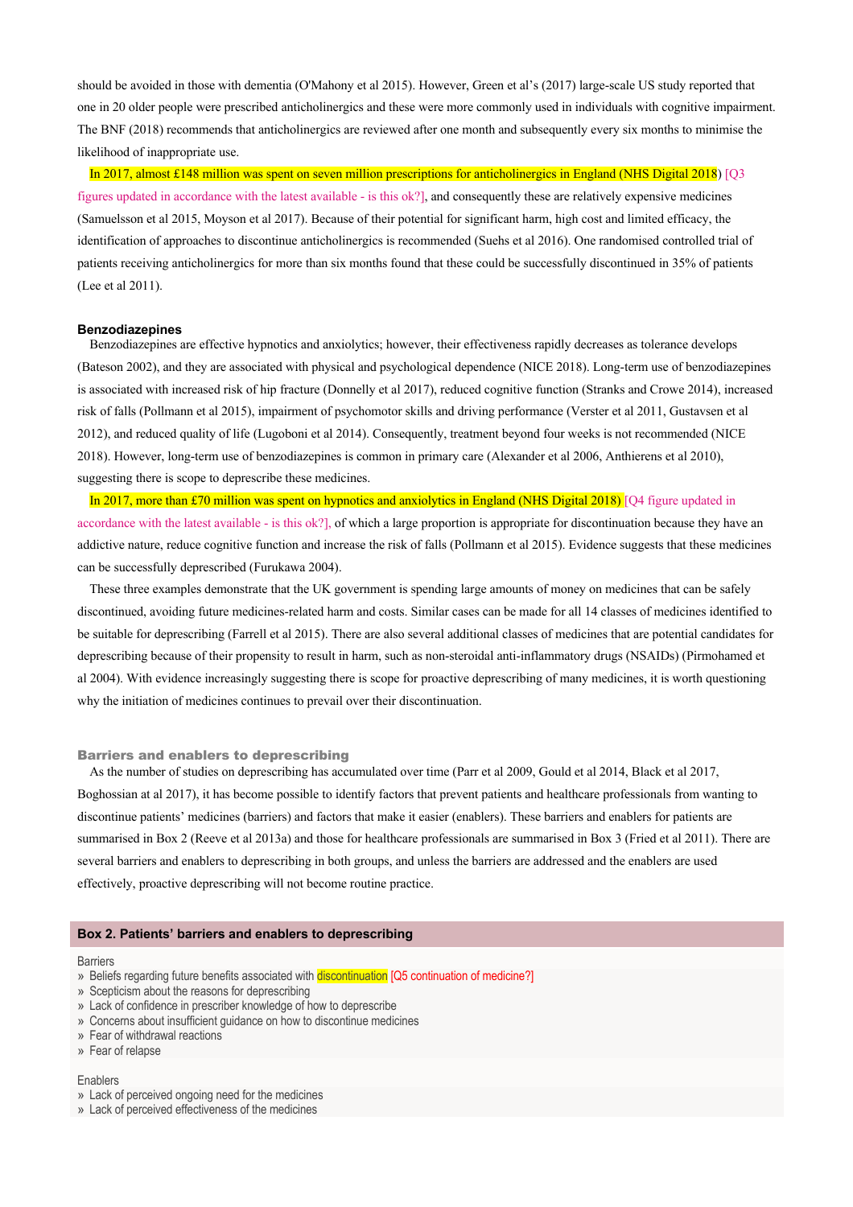should be avoided in those with dementia (O'Mahony et al 2015). However, Green et al's (2017) large-scale US study reported that one in 20 older people were prescribed anticholinergics and these were more commonly used in individuals with cognitive impairment. The BNF (2018) recommends that anticholinergics are reviewed after one month and subsequently every six months to minimise the likelihood of inappropriate use.

In 2017, almost £148 million was spent on seven million prescriptions for anticholinergics in England (NHS Digital 2018) [Q3 figures updated in accordance with the latest available - is this ok?], and consequently these are relatively expensive medicines (Samuelsson et al 2015, Moyson et al 2017). Because of their potential for significant harm, high cost and limited efficacy, the identification of approaches to discontinue anticholinergics is recommended (Suehs et al 2016). One randomised controlled trial of patients receiving anticholinergics for more than six months found that these could be successfully discontinued in 35% of patients (Lee et al 2011).

### Benzodiazepines

Benzodiazepines are effective hypnotics and anxiolytics; however, their effectiveness rapidly decreases as tolerance develops (Bateson 2002), and they are associated with physical and psychological dependence (NICE 2018). Long-term use of benzodiazepines is associated with increased risk of hip fracture (Donnelly et al 2017), reduced cognitive function (Stranks and Crowe 2014), increased risk of falls (Pollmann et al 2015), impairment of psychomotor skills and driving performance (Verster et al 2011, Gustavsen et al 2012), and reduced quality of life (Lugoboni et al 2014). Consequently, treatment beyond four weeks is not recommended (NICE 2018). However, long-term use of benzodiazepines is common in primary care (Alexander et al 2006, Anthierens et al 2010), suggesting there is scope to deprescribe these medicines.

In 2017, more than £70 million was spent on hypnotics and anxiolytics in England (NHS Digital 2018) [Q4 figure updated in accordance with the latest available - is this ok?], of which a large proportion is appropriate for discontinuation because they have an addictive nature, reduce cognitive function and increase the risk of falls (Pollmann et al 2015). Evidence suggests that these medicines can be successfully deprescribed (Furukawa 2004).

These three examples demonstrate that the UK government is spending large amounts of money on medicines that can be safely discontinued, avoiding future medicines-related harm and costs. Similar cases can be made for all 14 classes of medicines identified to be suitable for deprescribing (Farrell et al 2015). There are also several additional classes of medicines that are potential candidates for deprescribing because of their propensity to result in harm, such as non-steroidal anti-inflammatory drugs (NSAIDs) (Pirmohamed et al 2004). With evidence increasingly suggesting there is scope for proactive deprescribing of many medicines, it is worth questioning why the initiation of medicines continues to prevail over their discontinuation.

## Barriers and enablers to deprescribing

As the number of studies on deprescribing has accumulated over time (Parr et al 2009, Gould et al 2014, Black et al 2017, Boghossian at al 2017), it has become possible to identify factors that prevent patients and healthcare professionals from wanting to discontinue patients' medicines (barriers) and factors that make it easier (enablers). These barriers and enablers for patients are summarised in Box 2 (Reeve et al 2013a) and those for healthcare professionals are summarised in Box 3 (Fried et al 2011). There are several barriers and enablers to deprescribing in both groups, and unless the barriers are addressed and the enablers are used effectively, proactive deprescribing will not become routine practice.

**Box 2. Patients' barriers and enablers to deprescribing**

Barriers
- Beliefs regarding future benefits associated with discontinuation [Q5 continuation of medicine?]
- Scepticism about the reasons for deprescribing
- Lack of confidence in prescriber knowledge of how to deprescribe
- Concerns about insufficient guidance on how to discontinue medicines
- Fear of withdrawal reactions
- Fear of relapse

Enablers
- Lack of perceived ongoing need for the medicines
- Lack of perceived effectiveness of the medicines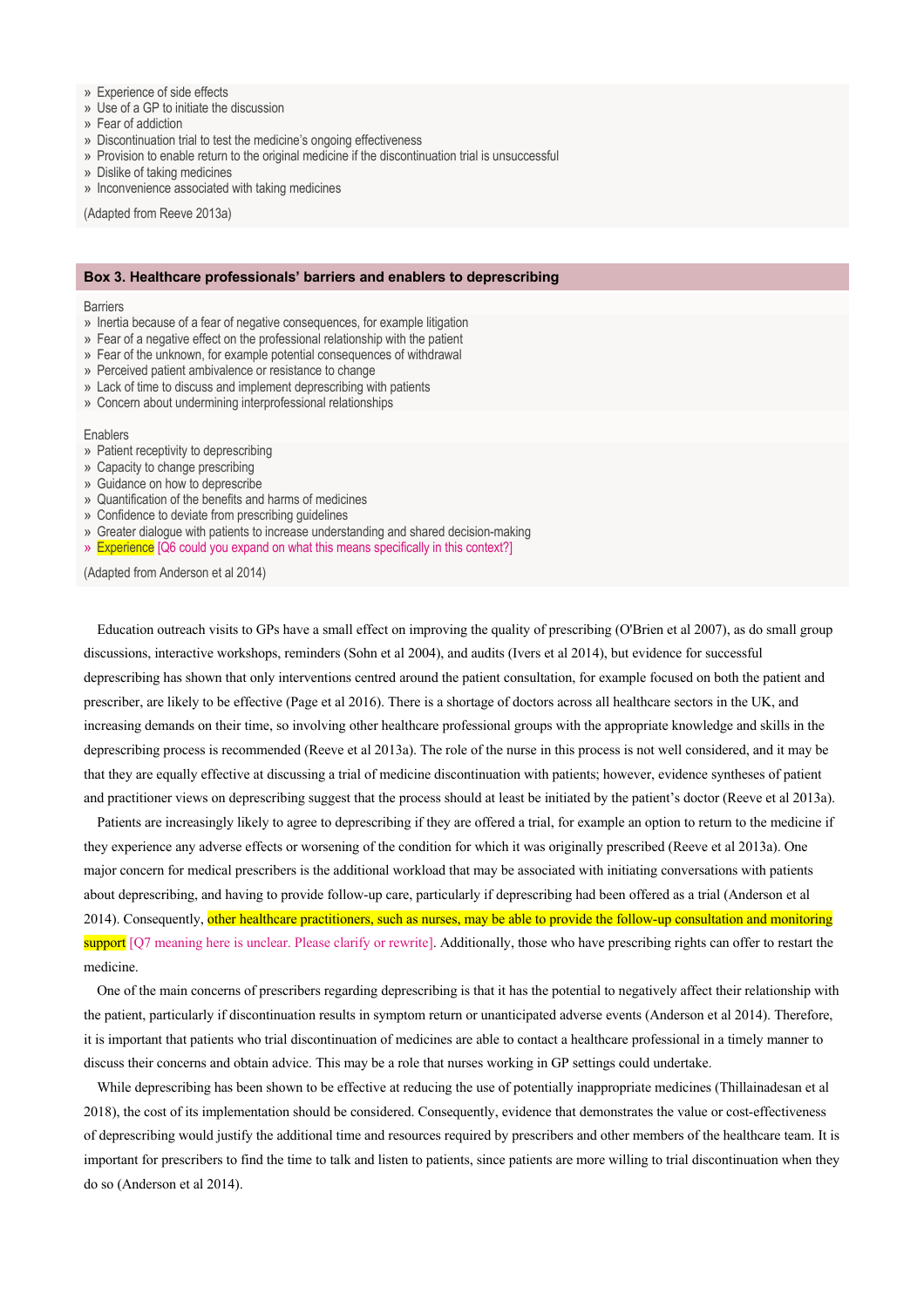- Experience of side effects
- Use of a GP to initiate the discussion
- Fear of addiction
- Discontinuation trial to test the medicine's ongoing effectiveness
- Provision to enable return to the original medicine if the discontinuation trial is unsuccessful
- Dislike of taking medicines
- Inconvenience associated with taking medicines

(Adapted from Reeve 2013a)

**Box 3. Healthcare professionals' barriers and enablers to deprescribing**

Barriers

- Inertia because of a fear of negative consequences, for example litigation
- Fear of a negative effect on the professional relationship with the patient
- Fear of the unknown, for example potential consequences of withdrawal
- Perceived patient ambivalence or resistance to change
- Lack of time to discuss and implement deprescribing with patients
- Concern about undermining interprofessional relationships

Enablers

- Patient receptivity to deprescribing
- Capacity to change prescribing
- Guidance on how to deprescribe
- Quantification of the benefits and harms of medicines
- Confidence to deviate from prescribing guidelines
- Greater dialogue with patients to increase understanding and shared decision-making
- Experience [Q6 could you expand on what this means specifically in this context?]

(Adapted from Anderson et al 2014)

Education outreach visits to GPs have a small effect on improving the quality of prescribing (O'Brien et al 2007), as do small group discussions, interactive workshops, reminders (Sohn et al 2004), and audits (Ivers et al 2014), but evidence for successful deprescribing has shown that only interventions centred around the patient consultation, for example focused on both the patient and prescriber, are likely to be effective (Page et al 2016). There is a shortage of doctors across all healthcare sectors in the UK, and increasing demands on their time, so involving other healthcare professional groups with the appropriate knowledge and skills in the deprescribing process is recommended (Reeve et al 2013a). The role of the nurse in this process is not well considered, and it may be that they are equally effective at discussing a trial of medicine discontinuation with patients; however, evidence syntheses of patient and practitioner views on deprescribing suggest that the process should at least be initiated by the patient's doctor (Reeve et al 2013a).

Patients are increasingly likely to agree to deprescribing if they are offered a trial, for example an option to return to the medicine if they experience any adverse effects or worsening of the condition for which it was originally prescribed (Reeve et al 2013a). One major concern for medical prescribers is the additional workload that may be associated with initiating conversations with patients about deprescribing, and having to provide follow-up care, particularly if deprescribing had been offered as a trial (Anderson et al 2014). Consequently, other healthcare practitioners, such as nurses, may be able to provide the follow-up consultation and monitoring support [Q7 meaning here is unclear. Please clarify or rewrite]. Additionally, those who have prescribing rights can offer to restart the medicine.

One of the main concerns of prescribers regarding deprescribing is that it has the potential to negatively affect their relationship with the patient, particularly if discontinuation results in symptom return or unanticipated adverse events (Anderson et al 2014). Therefore, it is important that patients who trial discontinuation of medicines are able to contact a healthcare professional in a timely manner to discuss their concerns and obtain advice. This may be a role that nurses working in GP settings could undertake.

While deprescribing has been shown to be effective at reducing the use of potentially inappropriate medicines (Thillainadesan et al 2018), the cost of its implementation should be considered. Consequently, evidence that demonstrates the value or cost-effectiveness of deprescribing would justify the additional time and resources required by prescribers and other members of the healthcare team. It is important for prescribers to find the time to talk and listen to patients, since patients are more willing to trial discontinuation when they do so (Anderson et al 2014).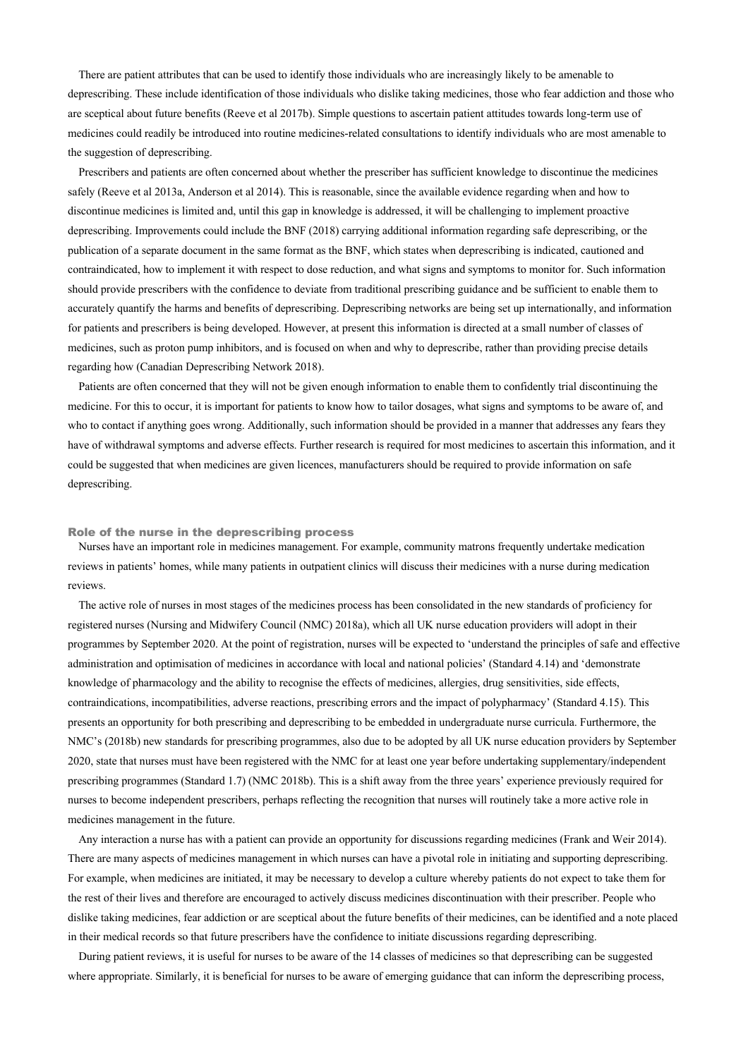There are patient attributes that can be used to identify those individuals who are increasingly likely to be amenable to deprescribing. These include identification of those individuals who dislike taking medicines, those who fear addiction and those who are sceptical about future benefits (Reeve et al 2017b). Simple questions to ascertain patient attitudes towards long-term use of medicines could readily be introduced into routine medicines-related consultations to identify individuals who are most amenable to the suggestion of deprescribing.

Prescribers and patients are often concerned about whether the prescriber has sufficient knowledge to discontinue the medicines safely (Reeve et al 2013a, Anderson et al 2014). This is reasonable, since the available evidence regarding when and how to discontinue medicines is limited and, until this gap in knowledge is addressed, it will be challenging to implement proactive deprescribing. Improvements could include the BNF (2018) carrying additional information regarding safe deprescribing, or the publication of a separate document in the same format as the BNF, which states when deprescribing is indicated, cautioned and contraindicated, how to implement it with respect to dose reduction, and what signs and symptoms to monitor for. Such information should provide prescribers with the confidence to deviate from traditional prescribing guidance and be sufficient to enable them to accurately quantify the harms and benefits of deprescribing. Deprescribing networks are being set up internationally, and information for patients and prescribers is being developed. However, at present this information is directed at a small number of classes of medicines, such as proton pump inhibitors, and is focused on when and why to deprescribe, rather than providing precise details regarding how (Canadian Deprescribing Network 2018).

Patients are often concerned that they will not be given enough information to enable them to confidently trial discontinuing the medicine. For this to occur, it is important for patients to know how to tailor dosages, what signs and symptoms to be aware of, and who to contact if anything goes wrong. Additionally, such information should be provided in a manner that addresses any fears they have of withdrawal symptoms and adverse effects. Further research is required for most medicines to ascertain this information, and it could be suggested that when medicines are given licences, manufacturers should be required to provide information on safe deprescribing.

## Role of the nurse in the deprescribing process

Nurses have an important role in medicines management. For example, community matrons frequently undertake medication reviews in patients' homes, while many patients in outpatient clinics will discuss their medicines with a nurse during medication reviews.

The active role of nurses in most stages of the medicines process has been consolidated in the new standards of proficiency for registered nurses (Nursing and Midwifery Council (NMC) 2018a), which all UK nurse education providers will adopt in their programmes by September 2020. At the point of registration, nurses will be expected to 'understand the principles of safe and effective administration and optimisation of medicines in accordance with local and national policies' (Standard 4.14) and 'demonstrate knowledge of pharmacology and the ability to recognise the effects of medicines, allergies, drug sensitivities, side effects, contraindications, incompatibilities, adverse reactions, prescribing errors and the impact of polypharmacy' (Standard 4.15). This presents an opportunity for both prescribing and deprescribing to be embedded in undergraduate nurse curricula. Furthermore, the NMC's (2018b) new standards for prescribing programmes, also due to be adopted by all UK nurse education providers by September 2020, state that nurses must have been registered with the NMC for at least one year before undertaking supplementary/independent prescribing programmes (Standard 1.7) (NMC 2018b). This is a shift away from the three years' experience previously required for nurses to become independent prescribers, perhaps reflecting the recognition that nurses will routinely take a more active role in medicines management in the future.

Any interaction a nurse has with a patient can provide an opportunity for discussions regarding medicines (Frank and Weir 2014). There are many aspects of medicines management in which nurses can have a pivotal role in initiating and supporting deprescribing. For example, when medicines are initiated, it may be necessary to develop a culture whereby patients do not expect to take them for the rest of their lives and therefore are encouraged to actively discuss medicines discontinuation with their prescriber. People who dislike taking medicines, fear addiction or are sceptical about the future benefits of their medicines, can be identified and a note placed in their medical records so that future prescribers have the confidence to initiate discussions regarding deprescribing.

During patient reviews, it is useful for nurses to be aware of the 14 classes of medicines so that deprescribing can be suggested where appropriate. Similarly, it is beneficial for nurses to be aware of emerging guidance that can inform the deprescribing process,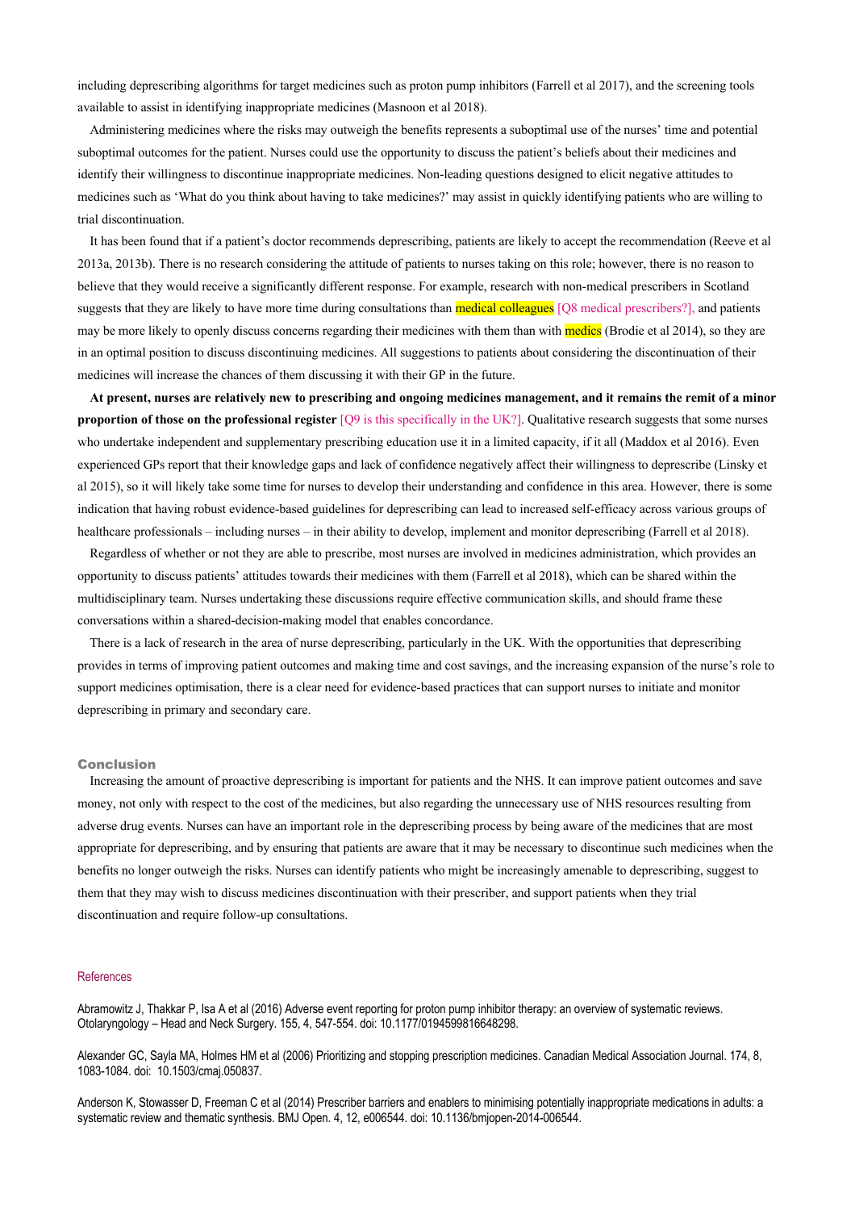including deprescribing algorithms for target medicines such as proton pump inhibitors (Farrell et al 2017), and the screening tools available to assist in identifying inappropriate medicines (Masnoon et al 2018).

Administering medicines where the risks may outweigh the benefits represents a suboptimal use of the nurses' time and potential suboptimal outcomes for the patient. Nurses could use the opportunity to discuss the patient's beliefs about their medicines and identify their willingness to discontinue inappropriate medicines. Non-leading questions designed to elicit negative attitudes to medicines such as 'What do you think about having to take medicines?' may assist in quickly identifying patients who are willing to trial discontinuation.

It has been found that if a patient's doctor recommends deprescribing, patients are likely to accept the recommendation (Reeve et al 2013a, 2013b). There is no research considering the attitude of patients to nurses taking on this role; however, there is no reason to believe that they would receive a significantly different response. For example, research with non-medical prescribers in Scotland suggests that they are likely to have more time during consultations than medical colleagues [Q8 medical prescribers?], and patients may be more likely to openly discuss concerns regarding their medicines with them than with medics (Brodie et al 2014), so they are in an optimal position to discuss discontinuing medicines. All suggestions to patients about considering the discontinuation of their medicines will increase the chances of them discussing it with their GP in the future.

**At present, nurses are relatively new to prescribing and ongoing medicines management, and it remains the remit of a minor proportion of those on the professional register** [Q9 is this specifically in the UK?]. Qualitative research suggests that some nurses who undertake independent and supplementary prescribing education use it in a limited capacity, if it all (Maddox et al 2016). Even experienced GPs report that their knowledge gaps and lack of confidence negatively affect their willingness to deprescribe (Linsky et al 2015), so it will likely take some time for nurses to develop their understanding and confidence in this area. However, there is some indication that having robust evidence-based guidelines for deprescribing can lead to increased self-efficacy across various groups of healthcare professionals – including nurses – in their ability to develop, implement and monitor deprescribing (Farrell et al 2018).

Regardless of whether or not they are able to prescribe, most nurses are involved in medicines administration, which provides an opportunity to discuss patients' attitudes towards their medicines with them (Farrell et al 2018), which can be shared within the multidisciplinary team. Nurses undertaking these discussions require effective communication skills, and should frame these conversations within a shared-decision-making model that enables concordance.

There is a lack of research in the area of nurse deprescribing, particularly in the UK. With the opportunities that deprescribing provides in terms of improving patient outcomes and making time and cost savings, and the increasing expansion of the nurse's role to support medicines optimisation, there is a clear need for evidence-based practices that can support nurses to initiate and monitor deprescribing in primary and secondary care.

## Conclusion

Increasing the amount of proactive deprescribing is important for patients and the NHS. It can improve patient outcomes and save money, not only with respect to the cost of the medicines, but also regarding the unnecessary use of NHS resources resulting from adverse drug events. Nurses can have an important role in the deprescribing process by being aware of the medicines that are most appropriate for deprescribing, and by ensuring that patients are aware that it may be necessary to discontinue such medicines when the benefits no longer outweigh the risks. Nurses can identify patients who might be increasingly amenable to deprescribing, suggest to them that they may wish to discuss medicines discontinuation with their prescriber, and support patients when they trial discontinuation and require follow-up consultations.

## References

Abramowitz J, Thakkar P, Isa A et al (2016) Adverse event reporting for proton pump inhibitor therapy: an overview of systematic reviews. Otolaryngology – Head and Neck Surgery. 155, 4, 547-554. doi: 10.1177/0194599816648298.

Alexander GC, Sayla MA, Holmes HM et al (2006) Prioritizing and stopping prescription medicines. Canadian Medical Association Journal. 174, 8, 1083-1084. doi: 10.1503/cmaj.050837.

Anderson K, Stowasser D, Freeman C et al (2014) Prescriber barriers and enablers to minimising potentially inappropriate medications in adults: a systematic review and thematic synthesis. BMJ Open. 4, 12, e006544. doi: 10.1136/bmjopen-2014-006544.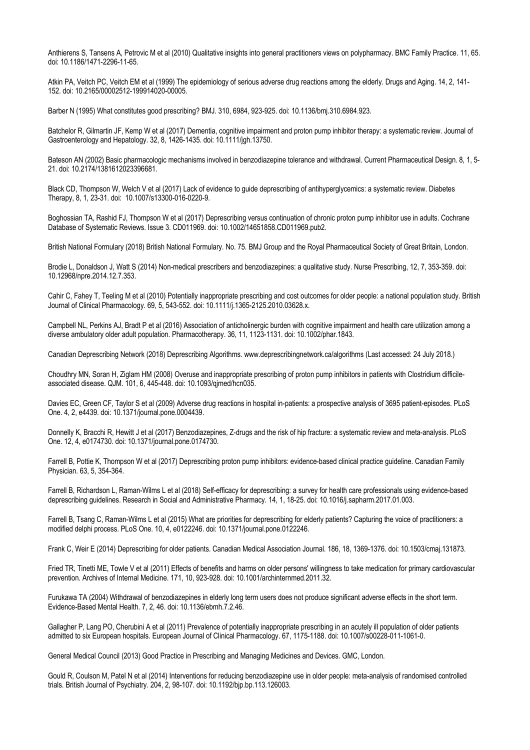Anthierens S, Tansens A, Petrovic M et al (2010) Qualitative insights into general practitioners views on polypharmacy. BMC Family Practice. 11, 65. doi: 10.1186/1471-2296-11-65.

Atkin PA, Veitch PC, Veitch EM et al (1999) The epidemiology of serious adverse drug reactions among the elderly. Drugs and Aging. 14, 2, 141-152. doi: 10.2165/00002512-199914020-00005.

Barber N (1995) What constitutes good prescribing? BMJ. 310, 6984, 923-925. doi: 10.1136/bmj.310.6984.923.

Batchelor R, Gilmartin JF, Kemp W et al (2017) Dementia, cognitive impairment and proton pump inhibitor therapy: a systematic review. Journal of Gastroenterology and Hepatology. 32, 8, 1426-1435. doi: 10.1111/jgh.13750.

Bateson AN (2002) Basic pharmacologic mechanisms involved in benzodiazepine tolerance and withdrawal. Current Pharmaceutical Design. 8, 1, 5-21. doi: 10.2174/1381612023396681.

Black CD, Thompson W, Welch V et al (2017) Lack of evidence to guide deprescribing of antihyperglycemics: a systematic review. Diabetes Therapy, 8, 1, 23-31. doi: 10.1007/s13300-016-0220-9.

Boghossian TA, Rashid FJ, Thompson W et al (2017) Deprescribing versus continuation of chronic proton pump inhibitor use in adults. Cochrane Database of Systematic Reviews. Issue 3. CD011969. doi: 10.1002/14651858.CD011969.pub2.

British National Formulary (2018) British National Formulary. No. 75. BMJ Group and the Royal Pharmaceutical Society of Great Britain, London.

Brodie L, Donaldson J, Watt S (2014) Non-medical prescribers and benzodiazepines: a qualitative study. Nurse Prescribing, 12, 7, 353-359. doi: 10.12968/npre.2014.12.7.353.

Cahir C, Fahey T, Teeling M et al (2010) Potentially inappropriate prescribing and cost outcomes for older people: a national population study. British Journal of Clinical Pharmacology. 69, 5, 543-552. doi: 10.1111/j.1365-2125.2010.03628.x.

Campbell NL, Perkins AJ, Bradt P et al (2016) Association of anticholinergic burden with cognitive impairment and health care utilization among a diverse ambulatory older adult population. Pharmacotherapy. 36, 11, 1123-1131. doi: 10.1002/phar.1843.

Canadian Deprescribing Network (2018) Deprescribing Algorithms. www.deprescribingnetwork.ca/algorithms (Last accessed: 24 July 2018.)

Choudhry MN, Soran H, Ziglam HM (2008) Overuse and inappropriate prescribing of proton pump inhibitors in patients with Clostridium difficile-associated disease. QJM. 101, 6, 445-448. doi: 10.1093/qjmed/hcn035.

Davies EC, Green CF, Taylor S et al (2009) Adverse drug reactions in hospital in-patients: a prospective analysis of 3695 patient-episodes. PLoS One. 4, 2, e4439. doi: 10.1371/journal.pone.0004439.

Donnelly K, Bracchi R, Hewitt J et al (2017) Benzodiazepines, Z-drugs and the risk of hip fracture: a systematic review and meta-analysis. PLoS One. 12, 4, e0174730. doi: 10.1371/journal.pone.0174730.

Farrell B, Pottie K, Thompson W et al (2017) Deprescribing proton pump inhibitors: evidence-based clinical practice guideline. Canadian Family Physician. 63, 5, 354-364.

Farrell B, Richardson L, Raman-Wilms L et al (2018) Self-efficacy for deprescribing: a survey for health care professionals using evidence-based deprescribing guidelines. Research in Social and Administrative Pharmacy. 14, 1, 18-25. doi: 10.1016/j.sapharm.2017.01.003.

Farrell B, Tsang C, Raman-Wilms L et al (2015) What are priorities for deprescribing for elderly patients? Capturing the voice of practitioners: a modified delphi process. PLoS One. 10, 4, e0122246. doi: 10.1371/journal.pone.0122246.

Frank C, Weir E (2014) Deprescribing for older patients. Canadian Medical Association Journal. 186, 18, 1369-1376. doi: 10.1503/cmaj.131873.

Fried TR, Tinetti ME, Towle V et al (2011) Effects of benefits and harms on older persons' willingness to take medication for primary cardiovascular prevention. Archives of Internal Medicine. 171, 10, 923-928. doi: 10.1001/archinternmed.2011.32.

Furukawa TA (2004) Withdrawal of benzodiazepines in elderly long term users does not produce significant adverse effects in the short term. Evidence-Based Mental Health. 7, 2, 46. doi: 10.1136/ebmh.7.2.46.

Gallagher P, Lang PO, Cherubini A et al (2011) Prevalence of potentially inappropriate prescribing in an acutely ill population of older patients admitted to six European hospitals. European Journal of Clinical Pharmacology. 67, 1175-1188. doi: 10.1007/s00228-011-1061-0.

General Medical Council (2013) Good Practice in Prescribing and Managing Medicines and Devices. GMC, London.

Gould R, Coulson M, Patel N et al (2014) Interventions for reducing benzodiazepine use in older people: meta-analysis of randomised controlled trials. British Journal of Psychiatry. 204, 2, 98-107. doi: 10.1192/bjp.bp.113.126003.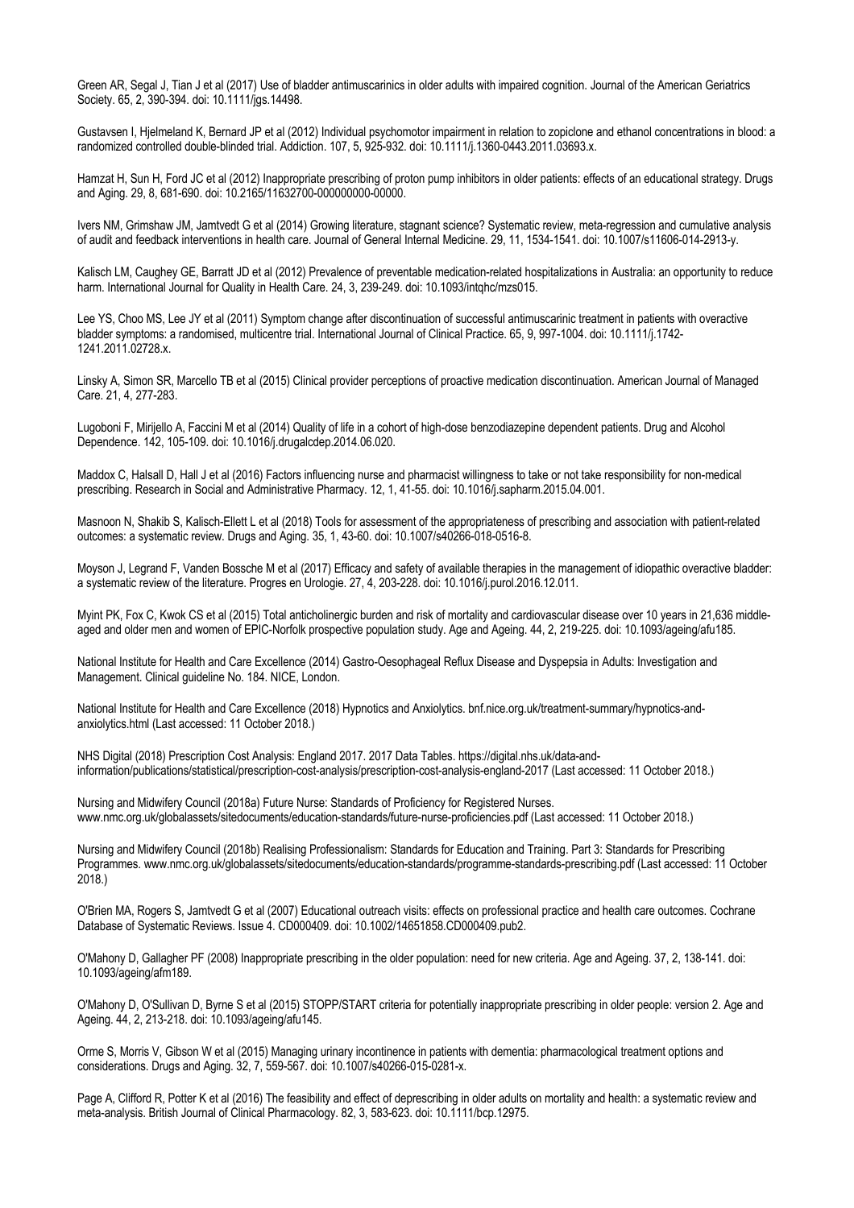Green AR, Segal J, Tian J et al (2017) Use of bladder antimuscarinics in older adults with impaired cognition. Journal of the American Geriatrics Society. 65, 2, 390-394. doi: 10.1111/jgs.14498.

Gustavsen I, Hjelmeland K, Bernard JP et al (2012) Individual psychomotor impairment in relation to zopiclone and ethanol concentrations in blood: a randomized controlled double-blinded trial. Addiction. 107, 5, 925-932. doi: 10.1111/j.1360-0443.2011.03693.x.

Hamzat H, Sun H, Ford JC et al (2012) Inappropriate prescribing of proton pump inhibitors in older patients: effects of an educational strategy. Drugs and Aging. 29, 8, 681-690. doi: 10.2165/11632700-000000000-00000.

Ivers NM, Grimshaw JM, Jamtvedt G et al (2014) Growing literature, stagnant science? Systematic review, meta-regression and cumulative analysis of audit and feedback interventions in health care. Journal of General Internal Medicine. 29, 11, 1534-1541. doi: 10.1007/s11606-014-2913-y.

Kalisch LM, Caughey GE, Barratt JD et al (2012) Prevalence of preventable medication-related hospitalizations in Australia: an opportunity to reduce harm. International Journal for Quality in Health Care. 24, 3, 239-249. doi: 10.1093/intqhc/mzs015.

Lee YS, Choo MS, Lee JY et al (2011) Symptom change after discontinuation of successful antimuscarinic treatment in patients with overactive bladder symptoms: a randomised, multicentre trial. International Journal of Clinical Practice. 65, 9, 997-1004. doi: 10.1111/j.1742-1241.2011.02728.x.

Linsky A, Simon SR, Marcello TB et al (2015) Clinical provider perceptions of proactive medication discontinuation. American Journal of Managed Care. 21, 4, 277-283.

Lugoboni F, Mirijello A, Faccini M et al (2014) Quality of life in a cohort of high-dose benzodiazepine dependent patients. Drug and Alcohol Dependence. 142, 105-109. doi: 10.1016/j.drugalcdep.2014.06.020.

Maddox C, Halsall D, Hall J et al (2016) Factors influencing nurse and pharmacist willingness to take or not take responsibility for non-medical prescribing. Research in Social and Administrative Pharmacy. 12, 1, 41-55. doi: 10.1016/j.sapharm.2015.04.001.

Masnoon N, Shakib S, Kalisch-Ellett L et al (2018) Tools for assessment of the appropriateness of prescribing and association with patient-related outcomes: a systematic review. Drugs and Aging. 35, 1, 43-60. doi: 10.1007/s40266-018-0516-8.

Moyson J, Legrand F, Vanden Bossche M et al (2017) Efficacy and safety of available therapies in the management of idiopathic overactive bladder: a systematic review of the literature. Progres en Urologie. 27, 4, 203-228. doi: 10.1016/j.purol.2016.12.011.

Myint PK, Fox C, Kwok CS et al (2015) Total anticholinergic burden and risk of mortality and cardiovascular disease over 10 years in 21,636 middle-aged and older men and women of EPIC-Norfolk prospective population study. Age and Ageing. 44, 2, 219-225. doi: 10.1093/ageing/afu185.

National Institute for Health and Care Excellence (2014) Gastro-Oesophageal Reflux Disease and Dyspepsia in Adults: Investigation and Management. Clinical guideline No. 184. NICE, London.

National Institute for Health and Care Excellence (2018) Hypnotics and Anxiolytics. bnf.nice.org.uk/treatment-summary/hypnotics-and-anxiolytics.html (Last accessed: 11 October 2018.)

NHS Digital (2018) Prescription Cost Analysis: England 2017. 2017 Data Tables. https://digital.nhs.uk/data-and-information/publications/statistical/prescription-cost-analysis/prescription-cost-analysis-england-2017 (Last accessed: 11 October 2018.)

Nursing and Midwifery Council (2018a) Future Nurse: Standards of Proficiency for Registered Nurses. www.nmc.org.uk/globalassets/sitedocuments/education-standards/future-nurse-proficiencies.pdf (Last accessed: 11 October 2018.)

Nursing and Midwifery Council (2018b) Realising Professionalism: Standards for Education and Training. Part 3: Standards for Prescribing Programmes. www.nmc.org.uk/globalassets/sitedocuments/education-standards/programme-standards-prescribing.pdf (Last accessed: 11 October 2018.)

O'Brien MA, Rogers S, Jamtvedt G et al (2007) Educational outreach visits: effects on professional practice and health care outcomes. Cochrane Database of Systematic Reviews. Issue 4. CD000409. doi: 10.1002/14651858.CD000409.pub2.

O'Mahony D, Gallagher PF (2008) Inappropriate prescribing in the older population: need for new criteria. Age and Ageing. 37, 2, 138-141. doi: 10.1093/ageing/afm189.

O'Mahony D, O'Sullivan D, Byrne S et al (2015) STOPP/START criteria for potentially inappropriate prescribing in older people: version 2. Age and Ageing. 44, 2, 213-218. doi: 10.1093/ageing/afu145.

Orme S, Morris V, Gibson W et al (2015) Managing urinary incontinence in patients with dementia: pharmacological treatment options and considerations. Drugs and Aging. 32, 7, 559-567. doi: 10.1007/s40266-015-0281-x.

Page A, Clifford R, Potter K et al (2016) The feasibility and effect of deprescribing in older adults on mortality and health: a systematic review and meta-analysis. British Journal of Clinical Pharmacology. 82, 3, 583-623. doi: 10.1111/bcp.12975.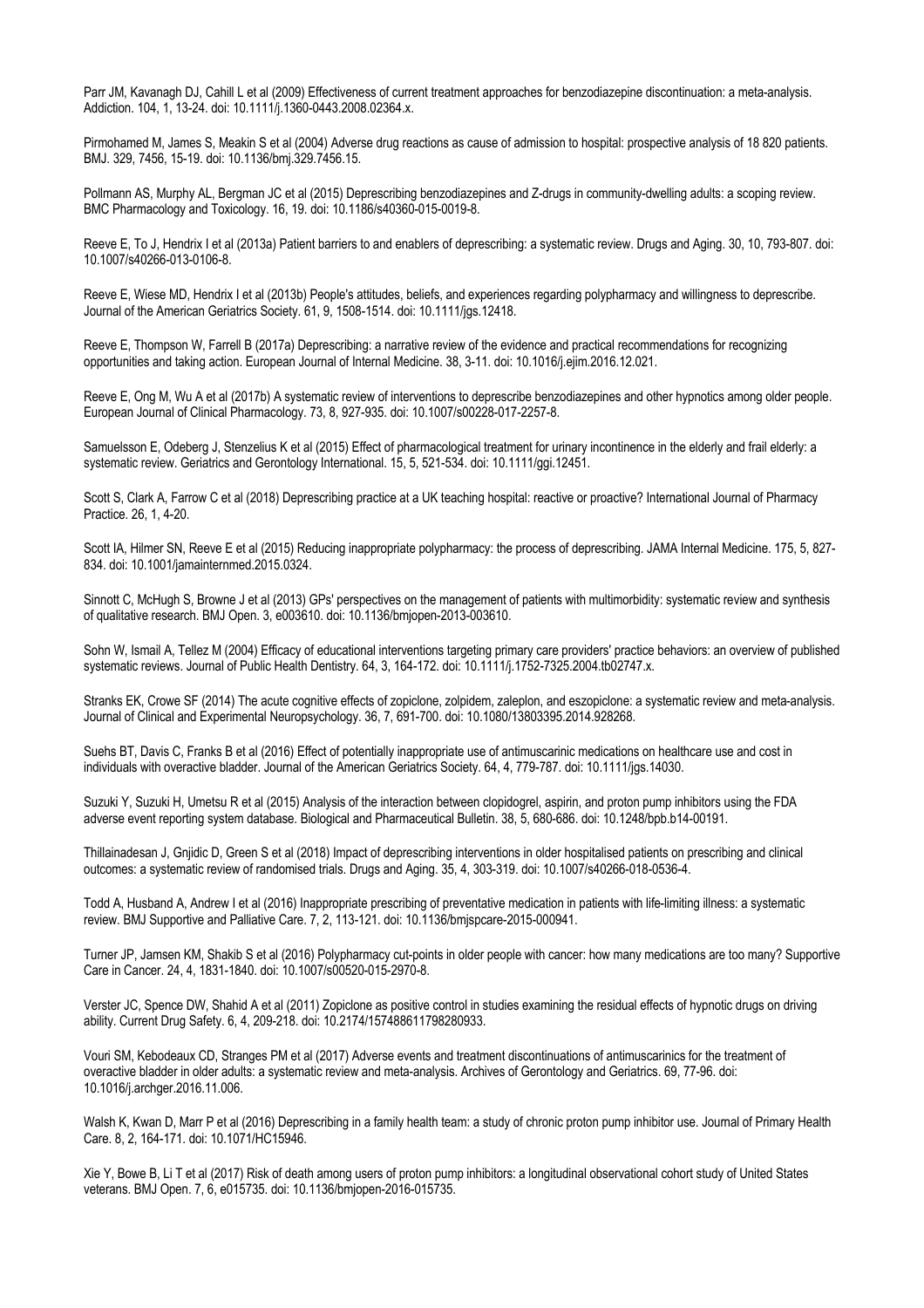Parr JM, Kavanagh DJ, Cahill L et al (2009) Effectiveness of current treatment approaches for benzodiazepine discontinuation: a meta-analysis. Addiction. 104, 1, 13-24. doi: 10.1111/j.1360-0443.2008.02364.x.

Pirmohamed M, James S, Meakin S et al (2004) Adverse drug reactions as cause of admission to hospital: prospective analysis of 18 820 patients. BMJ. 329, 7456, 15-19. doi: 10.1136/bmj.329.7456.15.

Pollmann AS, Murphy AL, Bergman JC et al (2015) Deprescribing benzodiazepines and Z-drugs in community-dwelling adults: a scoping review. BMC Pharmacology and Toxicology. 16, 19. doi: 10.1186/s40360-015-0019-8.

Reeve E, To J, Hendrix I et al (2013a) Patient barriers to and enablers of deprescribing: a systematic review. Drugs and Aging. 30, 10, 793-807. doi: 10.1007/s40266-013-0106-8.

Reeve E, Wiese MD, Hendrix I et al (2013b) People's attitudes, beliefs, and experiences regarding polypharmacy and willingness to deprescribe. Journal of the American Geriatrics Society. 61, 9, 1508-1514. doi: 10.1111/jgs.12418.

Reeve E, Thompson W, Farrell B (2017a) Deprescribing: a narrative review of the evidence and practical recommendations for recognizing opportunities and taking action. European Journal of Internal Medicine. 38, 3-11. doi: 10.1016/j.ejim.2016.12.021.

Reeve E, Ong M, Wu A et al (2017b) A systematic review of interventions to deprescribe benzodiazepines and other hypnotics among older people. European Journal of Clinical Pharmacology. 73, 8, 927-935. doi: 10.1007/s00228-017-2257-8.

Samuelsson E, Odeberg J, Stenzelius K et al (2015) Effect of pharmacological treatment for urinary incontinence in the elderly and frail elderly: a systematic review. Geriatrics and Gerontology International. 15, 5, 521-534. doi: 10.1111/ggi.12451.

Scott S, Clark A, Farrow C et al (2018) Deprescribing practice at a UK teaching hospital: reactive or proactive? International Journal of Pharmacy Practice. 26, 1, 4-20.

Scott IA, Hilmer SN, Reeve E et al (2015) Reducing inappropriate polypharmacy: the process of deprescribing. JAMA Internal Medicine. 175, 5, 827-834. doi: 10.1001/jamainternmed.2015.0324.

Sinnott C, McHugh S, Browne J et al (2013) GPs' perspectives on the management of patients with multimorbidity: systematic review and synthesis of qualitative research. BMJ Open. 3, e003610. doi: 10.1136/bmjopen-2013-003610.

Sohn W, Ismail A, Tellez M (2004) Efficacy of educational interventions targeting primary care providers' practice behaviors: an overview of published systematic reviews. Journal of Public Health Dentistry. 64, 3, 164-172. doi: 10.1111/j.1752-7325.2004.tb02747.x.

Stranks EK, Crowe SF (2014) The acute cognitive effects of zopiclone, zolpidem, zaleplon, and eszopiclone: a systematic review and meta-analysis. Journal of Clinical and Experimental Neuropsychology. 36, 7, 691-700. doi: 10.1080/13803395.2014.928268.

Suehs BT, Davis C, Franks B et al (2016) Effect of potentially inappropriate use of antimuscarinic medications on healthcare use and cost in individuals with overactive bladder. Journal of the American Geriatrics Society. 64, 4, 779-787. doi: 10.1111/jgs.14030.

Suzuki Y, Suzuki H, Umetsu R et al (2015) Analysis of the interaction between clopidogrel, aspirin, and proton pump inhibitors using the FDA adverse event reporting system database. Biological and Pharmaceutical Bulletin. 38, 5, 680-686. doi: 10.1248/bpb.b14-00191.

Thillainadesan J, Gnjidic D, Green S et al (2018) Impact of deprescribing interventions in older hospitalised patients on prescribing and clinical outcomes: a systematic review of randomised trials. Drugs and Aging. 35, 4, 303-319. doi: 10.1007/s40266-018-0536-4.

Todd A, Husband A, Andrew I et al (2016) Inappropriate prescribing of preventative medication in patients with life-limiting illness: a systematic review. BMJ Supportive and Palliative Care. 7, 2, 113-121. doi: 10.1136/bmjspcare-2015-000941.

Turner JP, Jamsen KM, Shakib S et al (2016) Polypharmacy cut-points in older people with cancer: how many medications are too many? Supportive Care in Cancer. 24, 4, 1831-1840. doi: 10.1007/s00520-015-2970-8.

Verster JC, Spence DW, Shahid A et al (2011) Zopiclone as positive control in studies examining the residual effects of hypnotic drugs on driving ability. Current Drug Safety. 6, 4, 209-218. doi: 10.2174/157488611798280933.

Vouri SM, Kebodeaux CD, Stranges PM et al (2017) Adverse events and treatment discontinuations of antimuscarinics for the treatment of overactive bladder in older adults: a systematic review and meta-analysis. Archives of Gerontology and Geriatrics. 69, 77-96. doi: 10.1016/j.archger.2016.11.006.

Walsh K, Kwan D, Marr P et al (2016) Deprescribing in a family health team: a study of chronic proton pump inhibitor use. Journal of Primary Health Care. 8, 2, 164-171. doi: 10.1071/HC15946.

Xie Y, Bowe B, Li T et al (2017) Risk of death among users of proton pump inhibitors: a longitudinal observational cohort study of United States veterans. BMJ Open. 7, 6, e015735. doi: 10.1136/bmjopen-2016-015735.